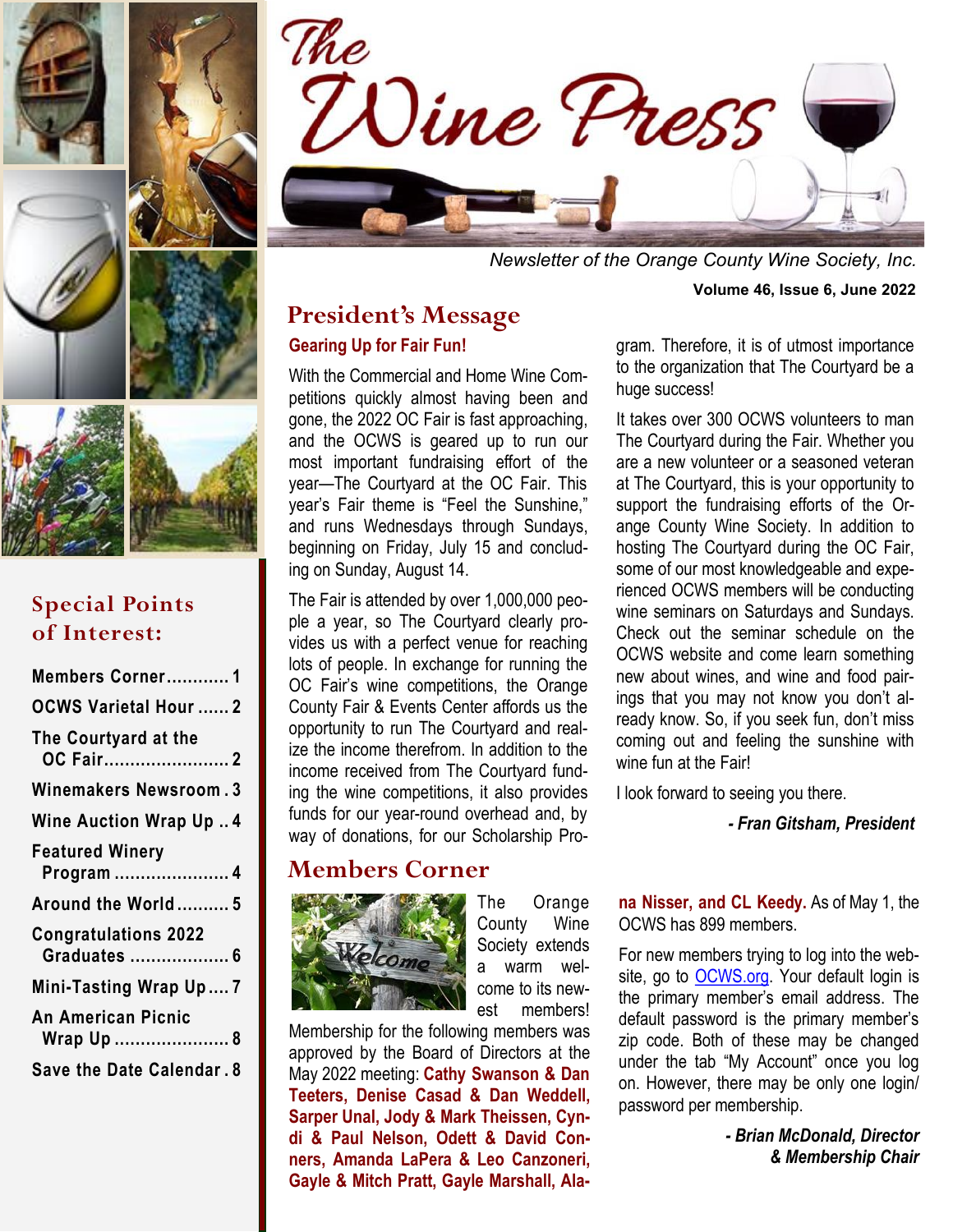# The Wine Press

*Newsletter of the Orange County Wine Society, Inc.*

**Volume 46, Issue 6, June 2022**

## Special Points of Interest:

- Members Corner ............ 1
- OCWS Varietal Hour ...... 2
- The Courtyard at the OC Fair ........................ 2
- Winemakers Newsroom . 3
- Wine Auction Wrap Up .. 4
- Featured Winery Program ...................... 4
- Around the World .......... 5
- Congratulations 2022 Graduates ................... 6
- Mini-Tasting Wrap Up .... 7
- An American Picnic Wrap Up ...................... 8
- Save the Date Calendar . 8

## President's Message

### Gearing Up for Fair Fun!

With the Commercial and Home Wine Competitions quickly almost having been and gone, the 2022 OC Fair is fast approaching, and the OCWS is geared up to run our most important fundraising effort of the year—The Courtyard at the OC Fair. This year's Fair theme is "Feel the Sunshine," and runs Wednesdays through Sundays, beginning on Friday, July 15 and concluding on Sunday, August 14.

The Fair is attended by over 1,000,000 people a year, so The Courtyard clearly provides us with a perfect venue for reaching lots of people. In exchange for running the OC Fair's wine competitions, the Orange County Fair & Events Center affords us the opportunity to run The Courtyard and realize the income therefrom. In addition to the income received from The Courtyard funding the wine competitions, it also provides funds for our year-round overhead and, by way of donations, for our Scholarship Program. Therefore, it is of utmost importance to the organization that The Courtyard be a huge success!

It takes over 300 OCWS volunteers to man The Courtyard during the Fair. Whether you are a new volunteer or a seasoned veteran at The Courtyard, this is your opportunity to support the fundraising efforts of the Orange County Wine Society. In addition to hosting The Courtyard during the OC Fair, some of our most knowledgeable and experienced OCWS members will be conducting wine seminars on Saturdays and Sundays. Check out the seminar schedule on the OCWS website and come learn something new about wines, and wine and food pairings that you may not know you don't already know. So, if you seek fun, don't miss coming out and feeling the sunshine with wine fun at the Fair!

I look forward to seeing you there.

***- Fran Gitsham, President***

## Members Corner

The Orange County Wine Society extends a warm welcome to its newest members! Membership for the following members was approved by the Board of Directors at the May 2022 meeting: **Cathy Swanson & Dan Teeters, Denise Casad & Dan Weddell, Sarper Unal, Jody & Mark Theissen, Cyndi & Paul Nelson, Odett & David Conners, Amanda LaPera & Leo Canzoneri, Gayle & Mitch Pratt, Gayle Marshall, Alana Nisser, and CL Keedy.** As of May 1, the OCWS has 899 members.

For new members trying to log into the website, go to OCWS.org. Your default login is the primary member's email address. The default password is the primary member's zip code. Both of these may be changed under the tab "My Account" once you log on. However, there may be only one login/password per membership.

***- Brian McDonald, Director & Membership Chair***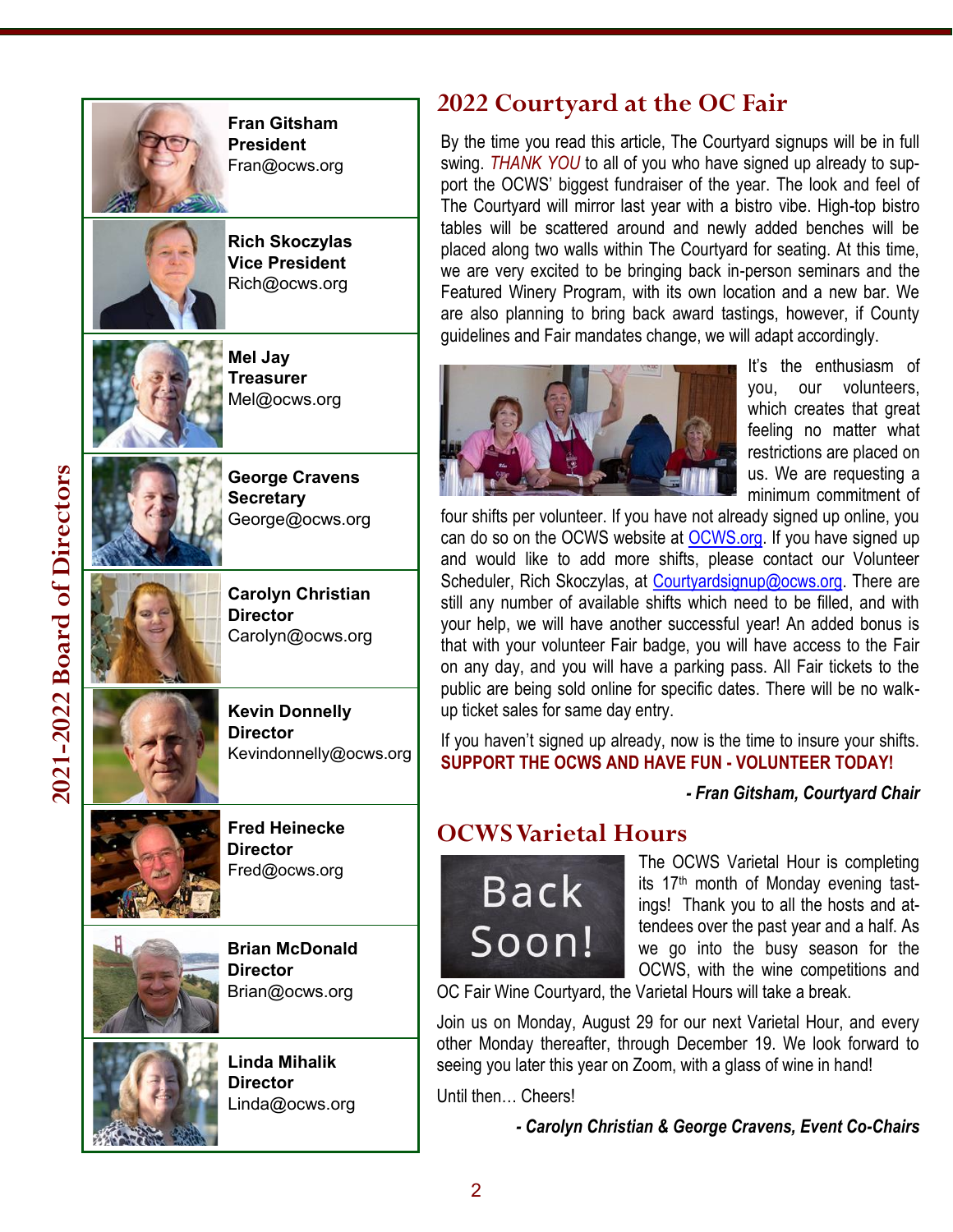## 2021-2022 Board of Directors

**Fran Gitsham**
**President**
Fran@ocws.org

**Rich Skoczylas**
**Vice President**
Rich@ocws.org

**Mel Jay**
**Treasurer**
Mel@ocws.org

**George Cravens**
**Secretary**
George@ocws.org

**Carolyn Christian**
**Director**
Carolyn@ocws.org

**Kevin Donnelly**
**Director**
Kevindonnelly@ocws.org

**Fred Heinecke**
**Director**
Fred@ocws.org

**Brian McDonald**
**Director**
Brian@ocws.org

**Linda Mihalik**
**Director**
Linda@ocws.org

## 2022 Courtyard at the OC Fair

By the time you read this article, The Courtyard signups will be in full swing. *THANK YOU* to all of you who have signed up already to support the OCWS' biggest fundraiser of the year. The look and feel of The Courtyard will mirror last year with a bistro vibe. High-top bistro tables will be scattered around and newly added benches will be placed along two walls within The Courtyard for seating. At this time, we are very excited to be bringing back in-person seminars and the Featured Winery Program, with its own location and a new bar. We are also planning to bring back award tastings, however, if County guidelines and Fair mandates change, we will adapt accordingly.

It's the enthusiasm of you, our volunteers, which creates that great feeling no matter what restrictions are placed on us. We are requesting a minimum commitment of four shifts per volunteer. If you have not already signed up online, you can do so on the OCWS website at OCWS.org. If you have signed up and would like to add more shifts, please contact our Volunteer Scheduler, Rich Skoczylas, at Courtyardsignup@ocws.org. There are still any number of available shifts which need to be filled, and with your help, we will have another successful year! An added bonus is that with your volunteer Fair badge, you will have access to the Fair on any day, and you will have a parking pass. All Fair tickets to the public are being sold online for specific dates. There will be no walk-up ticket sales for same day entry.

If you haven't signed up already, now is the time to insure your shifts. **SUPPORT THE OCWS AND HAVE FUN - VOLUNTEER TODAY!**

***- Fran Gitsham, Courtyard Chair***

## OCWS Varietal Hours

Back Soon!

The OCWS Varietal Hour is completing its 17th month of Monday evening tastings! Thank you to all the hosts and attendees over the past year and a half. As we go into the busy season for the OCWS, with the wine competitions and OC Fair Wine Courtyard, the Varietal Hours will take a break.

Join us on Monday, August 29 for our next Varietal Hour, and every other Monday thereafter, through December 19. We look forward to seeing you later this year on Zoom, with a glass of wine in hand!

Until then… Cheers!

***- Carolyn Christian & George Cravens, Event Co-Chairs***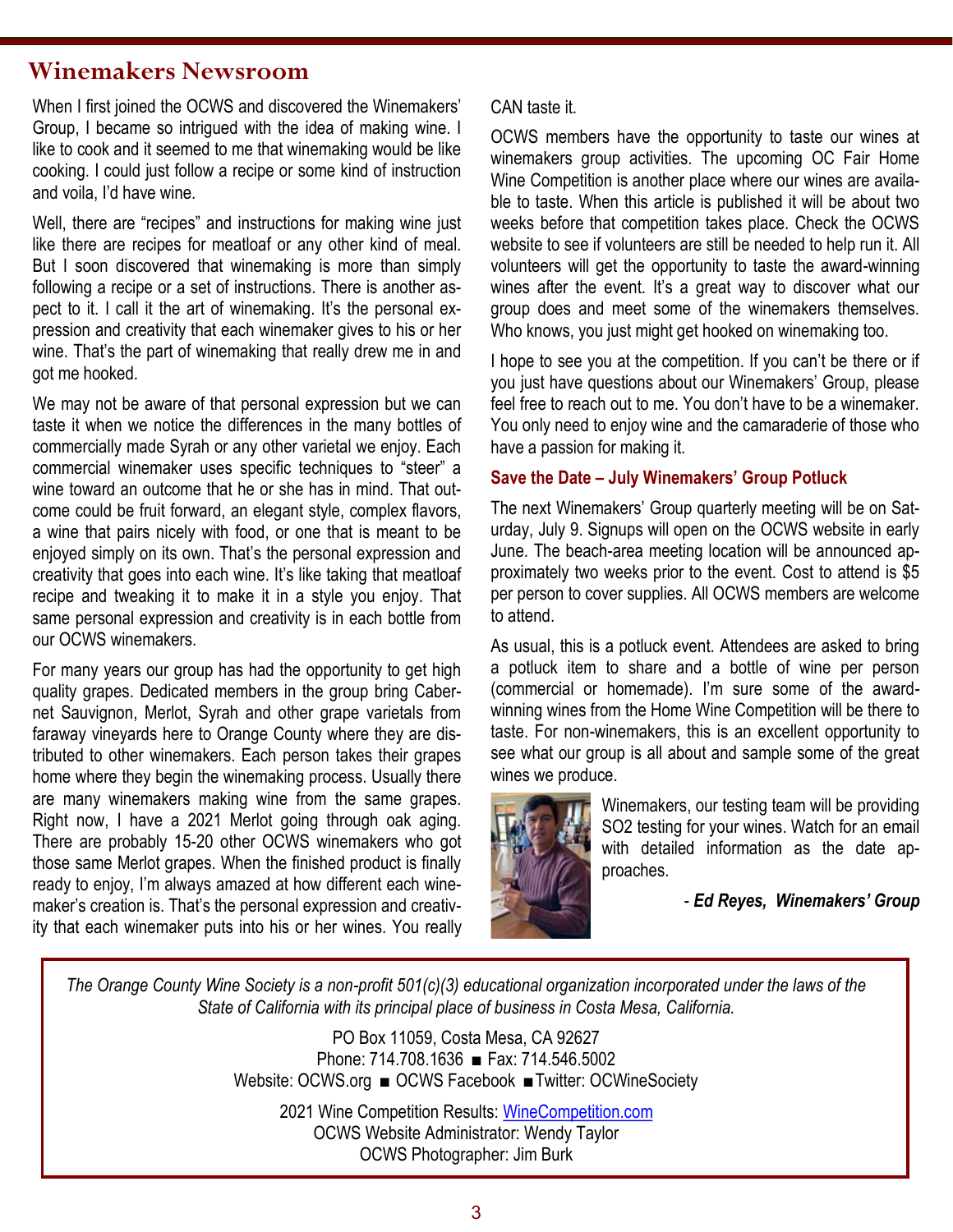## Winemakers Newsroom

When I first joined the OCWS and discovered the Winemakers' Group, I became so intrigued with the idea of making wine. I like to cook and it seemed to me that winemaking would be like cooking. I could just follow a recipe or some kind of instruction and voila, I'd have wine.

Well, there are "recipes" and instructions for making wine just like there are recipes for meatloaf or any other kind of meal. But I soon discovered that winemaking is more than simply following a recipe or a set of instructions. There is another aspect to it. I call it the art of winemaking. It's the personal expression and creativity that each winemaker gives to his or her wine. That's the part of winemaking that really drew me in and got me hooked.

We may not be aware of that personal expression but we can taste it when we notice the differences in the many bottles of commercially made Syrah or any other varietal we enjoy. Each commercial winemaker uses specific techniques to "steer" a wine toward an outcome that he or she has in mind. That outcome could be fruit forward, an elegant style, complex flavors, a wine that pairs nicely with food, or one that is meant to be enjoyed simply on its own. That's the personal expression and creativity that goes into each wine. It's like taking that meatloaf recipe and tweaking it to make it in a style you enjoy. That same personal expression and creativity is in each bottle from our OCWS winemakers.

For many years our group has had the opportunity to get high quality grapes. Dedicated members in the group bring Cabernet Sauvignon, Merlot, Syrah and other grape varietals from faraway vineyards here to Orange County where they are distributed to other winemakers. Each person takes their grapes home where they begin the winemaking process. Usually there are many winemakers making wine from the same grapes. Right now, I have a 2021 Merlot going through oak aging. There are probably 15-20 other OCWS winemakers who got those same Merlot grapes. When the finished product is finally ready to enjoy, I'm always amazed at how different each winemaker's creation is. That's the personal expression and creativity that each winemaker puts into his or her wines. You really CAN taste it.

OCWS members have the opportunity to taste our wines at winemakers group activities. The upcoming OC Fair Home Wine Competition is another place where our wines are available to taste. When this article is published it will be about two weeks before that competition takes place. Check the OCWS website to see if volunteers are still be needed to help run it. All volunteers will get the opportunity to taste the award-winning wines after the event. It's a great way to discover what our group does and meet some of the winemakers themselves. Who knows, you just might get hooked on winemaking too.

I hope to see you at the competition. If you can't be there or if you just have questions about our Winemakers' Group, please feel free to reach out to me. You don't have to be a winemaker. You only need to enjoy wine and the camaraderie of those who have a passion for making it.

### Save the Date – July Winemakers' Group Potluck

The next Winemakers' Group quarterly meeting will be on Saturday, July 9. Signups will open on the OCWS website in early June. The beach-area meeting location will be announced approximately two weeks prior to the event. Cost to attend is $5 per person to cover supplies. All OCWS members are welcome to attend.

As usual, this is a potluck event. Attendees are asked to bring a potluck item to share and a bottle of wine per person (commercial or homemade). I'm sure some of the award-winning wines from the Home Wine Competition will be there to taste. For non-winemakers, this is an excellent opportunity to see what our group is all about and sample some of the great wines we produce.

Winemakers, our testing team will be providing $SO_2$ testing for your wines. Watch for an email with detailed information as the date approaches.

*- **Ed Reyes, Winemakers' Group***

---

*The Orange County Wine Society is a non-profit 501(c)(3) educational organization incorporated under the laws of the State of California with its principal place of business in Costa Mesa, California.*

PO Box 11059, Costa Mesa, CA 92627
Phone: 714.708.1636 ■ Fax: 714.546.5002
Website: OCWS.org ■ OCWS Facebook ■ Twitter: OCWineSociety

2021 Wine Competition Results: WineCompetition.com
OCWS Website Administrator: Wendy Taylor
OCWS Photographer: Jim Burk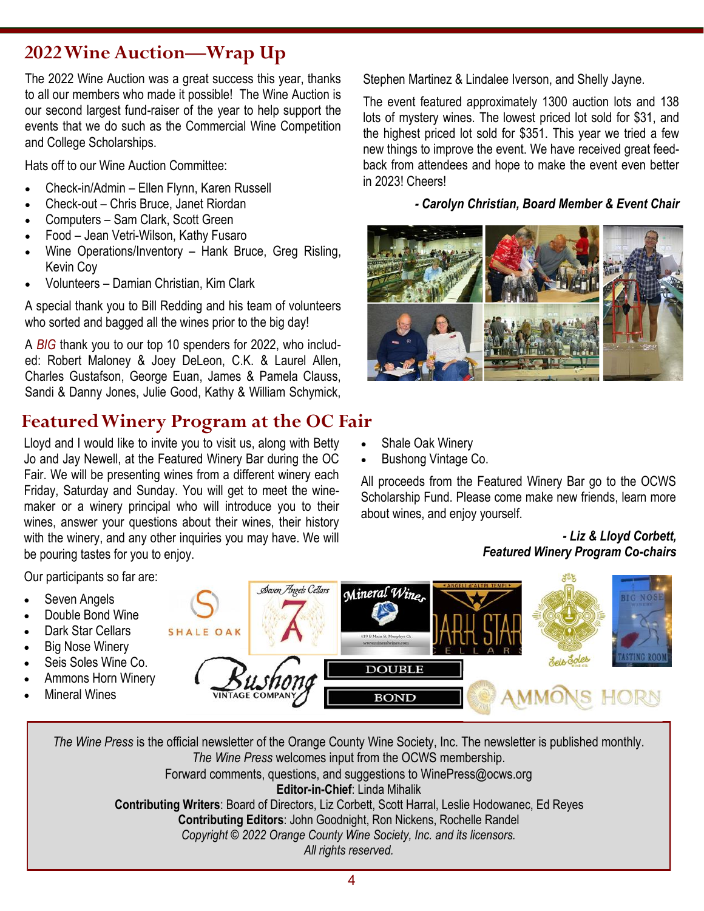## 2022 Wine Auction—Wrap Up

The 2022 Wine Auction was a great success this year, thanks to all our members who made it possible! The Wine Auction is our second largest fund-raiser of the year to help support the events that we do such as the Commercial Wine Competition and College Scholarships.

Hats off to our Wine Auction Committee:

- Check-in/Admin – Ellen Flynn, Karen Russell
- Check-out – Chris Bruce, Janet Riordan
- Computers – Sam Clark, Scott Green
- Food – Jean Vetri-Wilson, Kathy Fusaro
- Wine Operations/Inventory – Hank Bruce, Greg Risling, Kevin Coy
- Volunteers – Damian Christian, Kim Clark

A special thank you to Bill Redding and his team of volunteers who sorted and bagged all the wines prior to the big day!

A *BIG* thank you to our top 10 spenders for 2022, who included: Robert Maloney & Joey DeLeon, C.K. & Laurel Allen, Charles Gustafson, George Euan, James & Pamela Clauss, Sandi & Danny Jones, Julie Good, Kathy & William Schymick, Stephen Martinez & Lindalee Iverson, and Shelly Jayne.

The event featured approximately 1300 auction lots and 138 lots of mystery wines. The lowest priced lot sold for $31, and the highest priced lot sold for $351. This year we tried a few new things to improve the event. We have received great feedback from attendees and hope to make the event even better in 2023! Cheers!

***- Carolyn Christian, Board Member & Event Chair***

## Featured Winery Program at the OC Fair

Lloyd and I would like to invite you to visit us, along with Betty Jo and Jay Newell, at the Featured Winery Bar during the OC Fair. We will be presenting wines from a different winery each Friday, Saturday and Sunday. You will get to meet the winemaker or a winery principal who will introduce you to their wines, answer your questions about their wines, their history with the winery, and any other inquiries you may have. We will be pouring tastes for you to enjoy.

Our participants so far are:

- Seven Angels
- Double Bond Wine
- Dark Star Cellars
- Big Nose Winery
- Seis Soles Wine Co.
- Ammons Horn Winery
- Mineral Wines
- Shale Oak Winery
- Bushong Vintage Co.

All proceeds from the Featured Winery Bar go to the OCWS Scholarship Fund. Please come make new friends, learn more about wines, and enjoy yourself.

***- Liz & Lloyd Corbett, Featured Winery Program Co-chairs***

---

*The Wine Press* is the official newsletter of the Orange County Wine Society, Inc. The newsletter is published monthly.
*The Wine Press* welcomes input from the OCWS membership.
Forward comments, questions, and suggestions to WinePress@ocws.org
**Editor-in-Chief**: Linda Mihalik
**Contributing Writers**: Board of Directors, Liz Corbett, Scott Harral, Leslie Hodowanec, Ed Reyes
**Contributing Editors**: John Goodnight, Ron Nickens, Rochelle Randel
*Copyright © 2022 Orange County Wine Society, Inc. and its licensors.*
*All rights reserved.*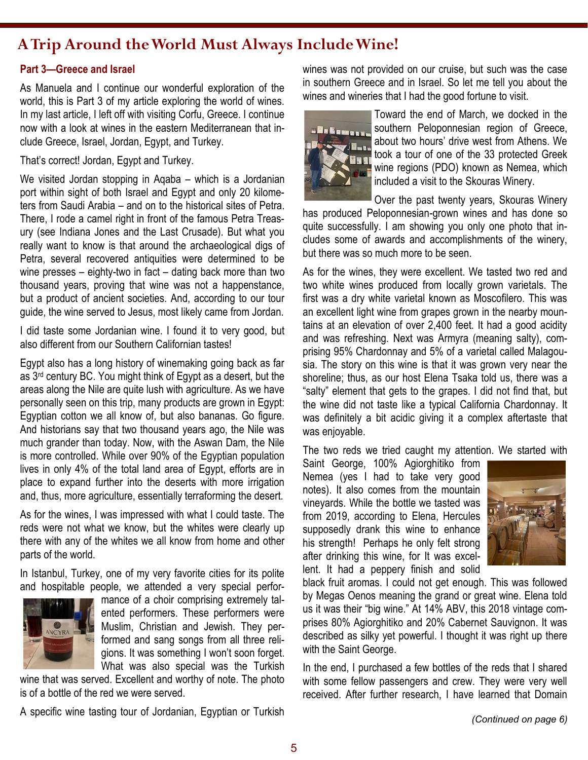# A Trip Around the World Must Always Include Wine!

## Part 3—Greece and Israel

As Manuela and I continue our wonderful exploration of the world, this is Part 3 of my article exploring the world of wines. In my last article, I left off with visiting Corfu, Greece. I continue now with a look at wines in the eastern Mediterranean that include Greece, Israel, Jordan, Egypt, and Turkey.

That's correct! Jordan, Egypt and Turkey.

We visited Jordan stopping in Aqaba – which is a Jordanian port within sight of both Israel and Egypt and only 20 kilometers from Saudi Arabia – and on to the historical sites of Petra. There, I rode a camel right in front of the famous Petra Treasury (see Indiana Jones and the Last Crusade). But what you really want to know is that around the archaeological digs of Petra, several recovered antiquities were determined to be wine presses – eighty-two in fact – dating back more than two thousand years, proving that wine was not a happenstance, but a product of ancient societies. And, according to our tour guide, the wine served to Jesus, most likely came from Jordan.

I did taste some Jordanian wine. I found it to very good, but also different from our Southern Californian tastes!

Egypt also has a long history of winemaking going back as far as 3rd century BC. You might think of Egypt as a desert, but the areas along the Nile are quite lush with agriculture. As we have personally seen on this trip, many products are grown in Egypt: Egyptian cotton we all know of, but also bananas. Go figure. And historians say that two thousand years ago, the Nile was much grander than today. Now, with the Aswan Dam, the Nile is more controlled. While over 90% of the Egyptian population lives in only 4% of the total land area of Egypt, efforts are in place to expand further into the deserts with more irrigation and, thus, more agriculture, essentially terraforming the desert.

As for the wines, I was impressed with what I could taste. The reds were not what we know, but the whites were clearly up there with any of the whites we all know from home and other parts of the world.

In Istanbul, Turkey, one of my very favorite cities for its polite and hospitable people, we attended a very special performance of a choir comprising extremely talented performers. These performers were Muslim, Christian and Jewish. They performed and sang songs from all three religions. It was something I won't soon forget. What was also special was the Turkish wine that was served. Excellent and worthy of note. The photo is of a bottle of the red we were served.

A specific wine tasting tour of Jordanian, Egyptian or Turkish wines was not provided on our cruise, but such was the case in southern Greece and in Israel. So let me tell you about the wines and wineries that I had the good fortune to visit.

Toward the end of March, we docked in the southern Peloponnesian region of Greece, about two hours' drive west from Athens. We took a tour of one of the 33 protected Greek wine regions (PDO) known as Nemea, which included a visit to the Skouras Winery.

Over the past twenty years, Skouras Winery has produced Peloponnesian-grown wines and has done so quite successfully. I am showing you only one photo that includes some of awards and accomplishments of the winery, but there was so much more to be seen.

As for the wines, they were excellent. We tasted two red and two white wines produced from locally grown varietals. The first was a dry white varietal known as Moscofilero. This was an excellent light wine from grapes grown in the nearby mountains at an elevation of over 2,400 feet. It had a good acidity and was refreshing. Next was Armyra (meaning salty), comprising 95% Chardonnay and 5% of a varietal called Malagousia. The story on this wine is that it was grown very near the shoreline; thus, as our host Elena Tsaka told us, there was a "salty" element that gets to the grapes. I did not find that, but the wine did not taste like a typical California Chardonnay. It was definitely a bit acidic giving it a complex aftertaste that was enjoyable.

The two reds we tried caught my attention. We started with Saint George, 100% Agiorghitiko from Nemea (yes I had to take very good notes). It also comes from the mountain vineyards. While the bottle we tasted was from 2019, according to Elena, Hercules supposedly drank this wine to enhance his strength! Perhaps he only felt strong after drinking this wine, for It was excellent. It had a peppery finish and solid black fruit aromas. I could not get enough. This was followed by Megas Oenos meaning the grand or great wine. Elena told us it was their "big wine." At 14% ABV, this 2018 vintage comprises 80% Agiorghitiko and 20% Cabernet Sauvignon. It was described as silky yet powerful. I thought it was right up there with the Saint George.

In the end, I purchased a few bottles of the reds that I shared with some fellow passengers and crew. They were very well received. After further research, I have learned that Domain

*(Continued on page 6)*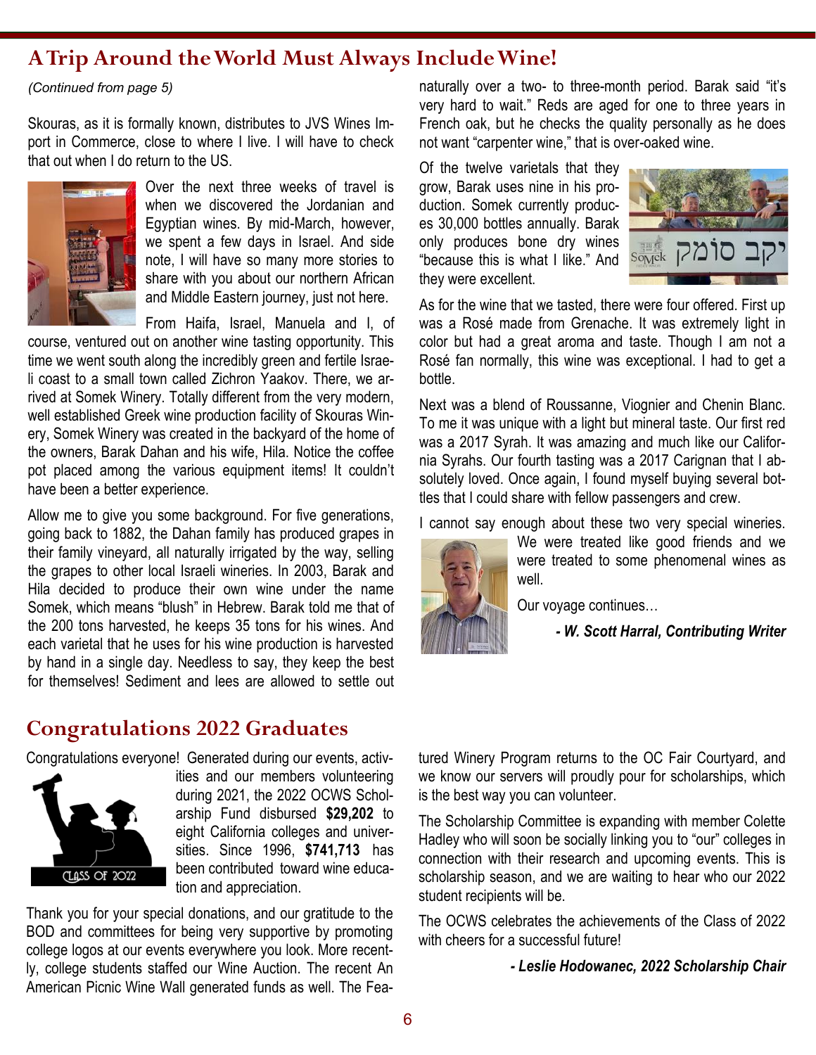## A Trip Around the World Must Always Include Wine!

*(Continued from page 5)*

Skouras, as it is formally known, distributes to JVS Wines Import in Commerce, close to where I live. I will have to check that out when I do return to the US.

Over the next three weeks of travel is when we discovered the Jordanian and Egyptian wines. By mid-March, however, we spent a few days in Israel. And side note, I will have so many more stories to share with you about our northern African and Middle Eastern journey, just not here.

From Haifa, Israel, Manuela and I, of course, ventured out on another wine tasting opportunity. This time we went south along the incredibly green and fertile Israeli coast to a small town called Zichron Yaakov. There, we arrived at Somek Winery. Totally different from the very modern, well established Greek wine production facility of Skouras Winery, Somek Winery was created in the backyard of the home of the owners, Barak Dahan and his wife, Hila. Notice the coffee pot placed among the various equipment items! It couldn't have been a better experience.

Allow me to give you some background. For five generations, going back to 1882, the Dahan family has produced grapes in their family vineyard, all naturally irrigated by the way, selling the grapes to other local Israeli wineries. In 2003, Barak and Hila decided to produce their own wine under the name Somek, which means "blush" in Hebrew. Barak told me that of the 200 tons harvested, he keeps 35 tons for his wines. And each varietal that he uses for his wine production is harvested by hand in a single day. Needless to say, they keep the best for themselves! Sediment and lees are allowed to settle out naturally over a two- to three-month period. Barak said "it's very hard to wait." Reds are aged for one to three years in French oak, but he checks the quality personally as he does not want "carpenter wine," that is over-oaked wine.

Of the twelve varietals that they grow, Barak uses nine in his production. Somek currently produces 30,000 bottles annually. Barak only produces bone dry wines "because this is what I like." And they were excellent.

As for the wine that we tasted, there were four offered. First up was a Rosé made from Grenache. It was extremely light in color but had a great aroma and taste. Though I am not a Rosé fan normally, this wine was exceptional. I had to get a bottle.

Next was a blend of Roussanne, Viognier and Chenin Blanc. To me it was unique with a light but mineral taste. Our first red was a 2017 Syrah. It was amazing and much like our California Syrahs. Our fourth tasting was a 2017 Carignan that I absolutely loved. Once again, I found myself buying several bottles that I could share with fellow passengers and crew.

I cannot say enough about these two very special wineries. We were treated like good friends and we were treated to some phenomenal wines as well.

Our voyage continues…

***- W. Scott Harral, Contributing Writer***

## Congratulations 2022 Graduates

Congratulations everyone! Generated during our events, activities and our members volunteering during 2021, the 2022 OCWS Scholarship Fund disbursed **$29,202** to eight California colleges and universities. Since 1996, **$741,713** has been contributed toward wine education and appreciation.

Thank you for your special donations, and our gratitude to the BOD and committees for being very supportive by promoting college logos at our events everywhere you look. More recently, college students staffed our Wine Auction. The recent An American Picnic Wine Wall generated funds as well. The Featured Winery Program returns to the OC Fair Courtyard, and we know our servers will proudly pour for scholarships, which is the best way you can volunteer.

The Scholarship Committee is expanding with member Colette Hadley who will soon be socially linking you to "our" colleges in connection with their research and upcoming events. This is scholarship season, and we are waiting to hear who our 2022 student recipients will be.

The OCWS celebrates the achievements of the Class of 2022 with cheers for a successful future!

***- Leslie Hodowanec, 2022 Scholarship Chair***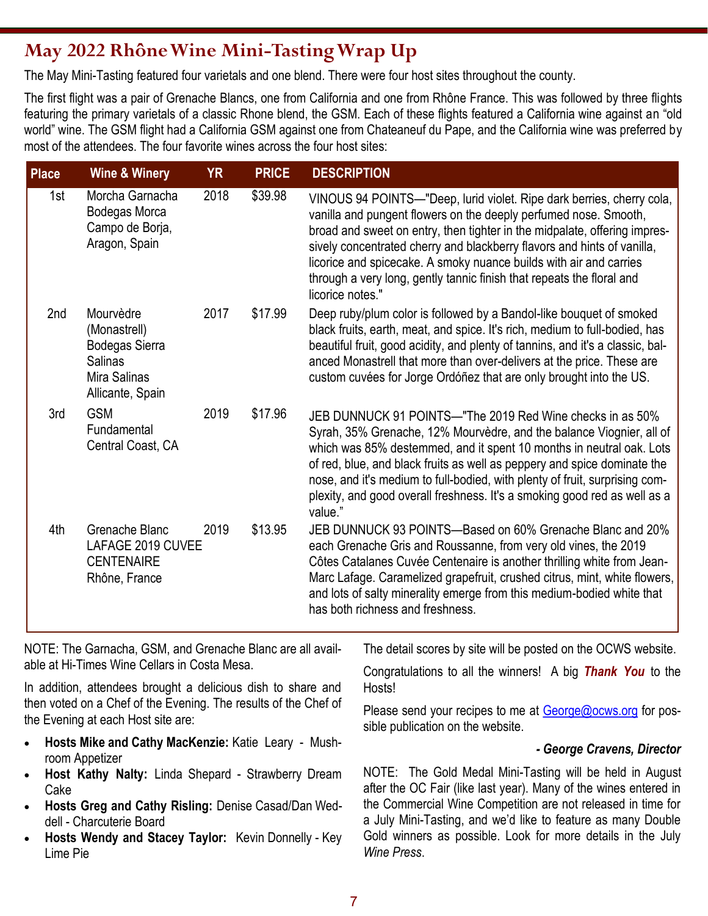# May 2022 Rhône Wine Mini-Tasting Wrap Up

The May Mini-Tasting featured four varietals and one blend. There were four host sites throughout the county.

The first flight was a pair of Grenache Blancs, one from California and one from Rhône France. This was followed by three flights featuring the primary varietals of a classic Rhone blend, the GSM. Each of these flights featured a California wine against an "old world" wine. The GSM flight had a California GSM against one from Chateaneuf du Pape, and the California wine was preferred by most of the attendees. The four favorite wines across the four host sites:

| Place | Wine & Winery | YR | PRICE | DESCRIPTION |
|---|---|---|---|---|
| 1st | Morcha Garnacha<br>Bodegas Morca<br>Campo de Borja, Aragon, Spain | 2018 | $39.98 | VINOUS 94 POINTS—"Deep, lurid violet. Ripe dark berries, cherry cola, vanilla and pungent flowers on the deeply perfumed nose. Smooth, broad and sweet on entry, then tighter in the midpalate, offering impressively concentrated cherry and blackberry flavors and hints of vanilla, licorice and spicecake. A smoky nuance builds with air and carries through a very long, gently tannic finish that repeats the floral and licorice notes." |
| 2nd | Mourvèdre (Monastrell)<br>Bodegas Sierra Salinas<br>Mira Salinas<br>Allicante, Spain | 2017 | $17.99 | Deep ruby/plum color is followed by a Bandol-like bouquet of smoked black fruits, earth, meat, and spice. It's rich, medium to full-bodied, has beautiful fruit, good acidity, and plenty of tannins, and it's a classic, balanced Monastrell that more than over-delivers at the price. These are custom cuvées for Jorge Ordóñez that are only brought into the US. |
| 3rd | GSM<br>Fundamental<br>Central Coast, CA | 2019 | $17.96 | JEB DUNNUCK 91 POINTS—"The 2019 Red Wine checks in as 50% Syrah, 35% Grenache, 12% Mourvèdre, and the balance Viognier, all of which was 85% destemmed, and it spent 10 months in neutral oak. Lots of red, blue, and black fruits as well as peppery and spice dominate the nose, and it's medium to full-bodied, with plenty of fruit, surprising complexity, and good overall freshness. It's a smoking good red as well as a value." |
| 4th | Grenache Blanc<br>LAFAGE 2019 CUVEE CENTENAIRE<br>Rhône, France | 2019 | $13.95 | JEB DUNNUCK 93 POINTS—Based on 60% Grenache Blanc and 20% each Grenache Gris and Roussanne, from very old vines, the 2019 Côtes Catalanes Cuvée Centenaire is another thrilling white from Jean-Marc Lafage. Caramelized grapefruit, crushed citrus, mint, white flowers, and lots of salty minerality emerge from this medium-bodied white that has both richness and freshness. |

NOTE: The Garnacha, GSM, and Grenache Blanc are all available at Hi-Times Wine Cellars in Costa Mesa.

In addition, attendees brought a delicious dish to share and then voted on a Chef of the Evening. The results of the Chef of the Evening at each Host site are:

- **Hosts Mike and Cathy MacKenzie:** Katie Leary - Mushroom Appetizer
- **Host Kathy Nalty:** Linda Shepard - Strawberry Dream Cake
- **Hosts Greg and Cathy Risling:** Denise Casad/Dan Weddell - Charcuterie Board
- **Hosts Wendy and Stacey Taylor:** Kevin Donnelly - Key Lime Pie

The detail scores by site will be posted on the OCWS website.

Congratulations to all the winners! A big ***Thank You*** to the Hosts!

Please send your recipes to me at George@ocws.org for possible publication on the website.

***- George Cravens, Director***

NOTE: The Gold Medal Mini-Tasting will be held in August after the OC Fair (like last year). Many of the wines entered in the Commercial Wine Competition are not released in time for a July Mini-Tasting, and we'd like to feature as many Double Gold winners as possible. Look for more details in the July *Wine Press*.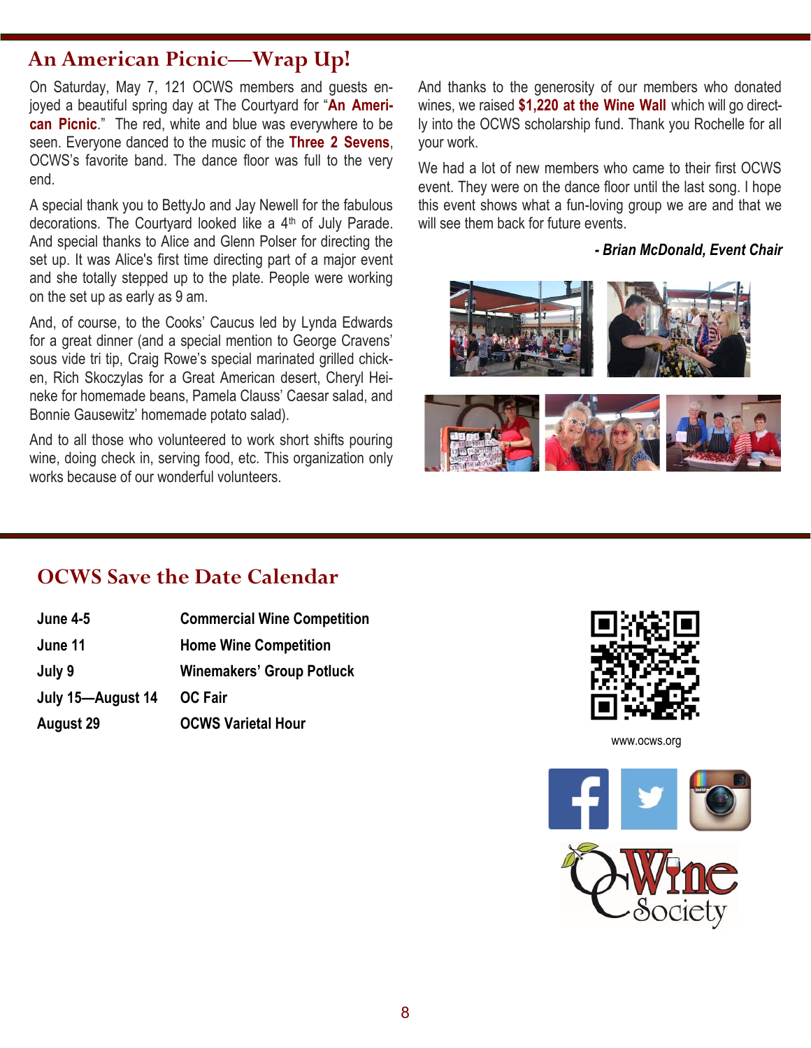## An American Picnic—Wrap Up!

On Saturday, May 7, 121 OCWS members and guests enjoyed a beautiful spring day at The Courtyard for "**An American Picnic**." The red, white and blue was everywhere to be seen. Everyone danced to the music of the **Three 2 Sevens**, OCWS's favorite band. The dance floor was full to the very end.

A special thank you to BettyJo and Jay Newell for the fabulous decorations. The Courtyard looked like a 4th of July Parade. And special thanks to Alice and Glenn Polser for directing the set up. It was Alice's first time directing part of a major event and she totally stepped up to the plate. People were working on the set up as early as 9 am.

And, of course, to the Cooks' Caucus led by Lynda Edwards for a great dinner (and a special mention to George Cravens' sous vide tri tip, Craig Rowe's special marinated grilled chicken, Rich Skoczylas for a Great American desert, Cheryl Heineke for homemade beans, Pamela Clauss' Caesar salad, and Bonnie Gausewitz' homemade potato salad).

And to all those who volunteered to work short shifts pouring wine, doing check in, serving food, etc. This organization only works because of our wonderful volunteers.

And thanks to the generosity of our members who donated wines, we raised **$1,220 at the Wine Wall** which will go directly into the OCWS scholarship fund. Thank you Rochelle for all your work.

We had a lot of new members who came to their first OCWS event. They were on the dance floor until the last song. I hope this event shows what a fun-loving group we are and that we will see them back for future events.

***- Brian McDonald, Event Chair***

## OCWS Save the Date Calendar

| | |
|---|---|
| **June 4-5** | **Commercial Wine Competition** |
| **June 11** | **Home Wine Competition** |
| **July 9** | **Winemakers' Group Potluck** |
| **July 15—August 14** | **OC Fair** |
| **August 29** | **OCWS Varietal Hour** |

www.ocws.org